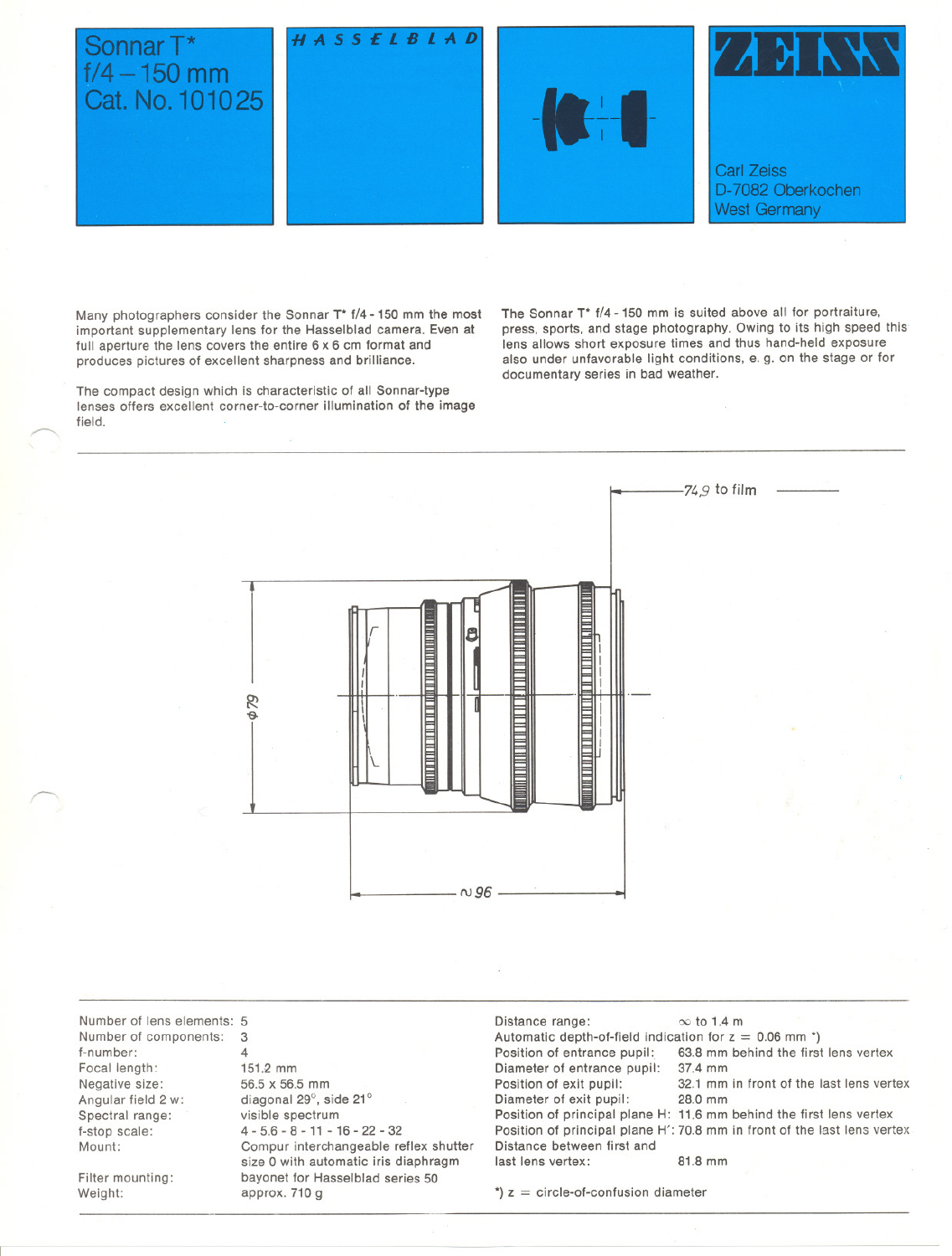# Sonnar T* f/4 – 150 mm Cat. No. 10 10 25

HASSELBLAD

ZEISS

Carl Zeiss
D-7082 Oberkochen
West Germany

Many photographers consider the Sonnar T* f/4 - 150 mm the most important supplementary lens for the Hasselblad camera. Even at full aperture the lens covers the entire 6 x 6 cm format and produces pictures of excellent sharpness and brilliance.

The compact design which is characteristic of all Sonnar-type lenses offers excellent corner-to-corner illumination of the image field.

The Sonnar T* f/4 - 150 mm is suited above all for portraiture, press, sports, and stage photography. Owing to its high speed this lens allows short exposure times and thus hand-held exposure also under unfavorable light conditions, e. g. on the stage or for documentary series in bad weather.

74,9 to film

ϕ79

∾96

| | |
|---|---|
| Number of lens elements: | 5 |
| Number of components: | 3 |
| f-number: | 4 |
| Focal length: | 151.2 mm |
| Negative size: | 56.5 x 56.5 mm |
| Angular field 2 w: | diagonal 29°, side 21° |
| Spectral range: | visible spectrum |
| f-stop scale: | 4 - 5.6 - 8 - 11 - 16 - 22 - 32 |
| Mount: | Compur interchangeable reflex shutter size 0 with automatic iris diaphragm |
| Filter mounting: | bayonet for Hasselblad series 50 |
| Weight: | approx. 710 g |

| | |
|---|---|
| Distance range: | ∞ to 1.4 m |
| Automatic depth-of-field indication for z = 0.06 mm *) | |
| Position of entrance pupil: | 63.8 mm behind the first lens vertex |
| Diameter of entrance pupil: | 37.4 mm |
| Position of exit pupil: | 32.1 mm in front of the last lens vertex |
| Diameter of exit pupil: | 28.0 mm |
| Position of principal plane H: | 11.6 mm behind the first lens vertex |
| Position of principal plane H′: | 70.8 mm in front of the last lens vertex |
| Distance between first and last lens vertex: | 81.8 mm |

*) z = circle-of-confusion diameter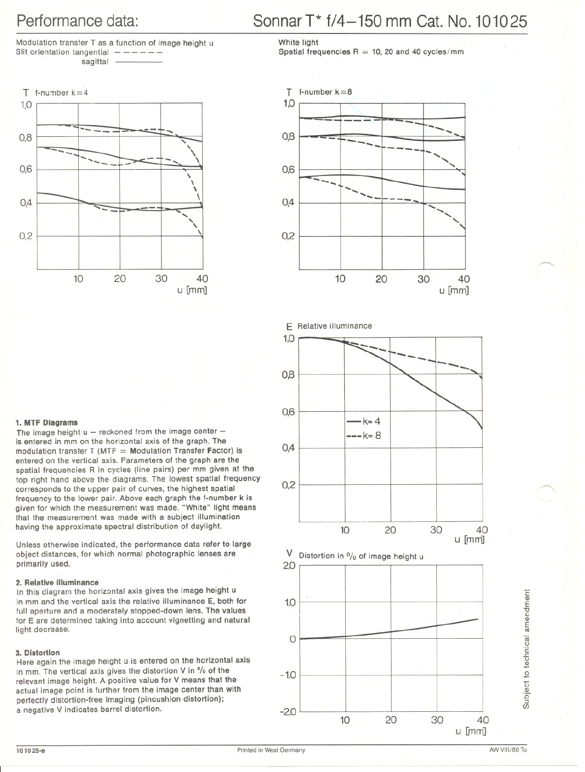# Performance data: Sonnar T* f/4–150 mm Cat. No. 101025

Modulation transfer T as a function of image height u
Slit orientation tangential – – – – – –
sagittal ————

White light
Spatial frequencies R = 10, 20 and 40 cycles/mm

T f-number k=4

1,0
0,8
0,6
0,4
0,2
10 20 30 40
u [mm]

T f-number k=8

1,0
0,8
0,6
0,4
0,2
10 20 30 40
u [mm]

E Relative illuminance

1,0
0,8
0,6
0,4
0,2
—k= 4
---k= 8
10 20 30 40
u [mm]

V Distortion in % of image height u

2,0
1,0
0
-1,0
-2,0
10 20 30 40
u [mm]

### 1. MTF Diagrams

The image height u – reckoned from the image center – is entered in mm on the horizontal axis of the graph. The modulation transfer T (MTF = **Modulation Transfer Factor**) is entered on the vertical axis. Parameters of the graph are the spatial frequencies R in cycles (line pairs) per mm given at the top right hand above the diagrams. The lowest spatial frequency corresponds to the upper pair of curves, the highest spatial frequency to the lower pair. Above each graph the f-number k is given for which the measurement was made. "White" light means that the measurement was made with a subject illumination having the approximate spectral distribution of daylight.

Unless otherwise indicated, the performance data refer to large object distances, for which normal photographic lenses are primarily used.

### 2. Relative illuminance

In this diagram the horizontal axis gives the image height u in mm and the vertical axis the relative illuminance E, both for full aperture and a moderately stopped-down lens. The values for E are determined taking into account vignetting and natural light decrease.

### 3. Distortion

Here again the image height u is entered on the horizontal axis in mm. The vertical axis gives the distortion V in % of the relevant image height. A positive value for V means that the actual image point is further from the image center than with perfectly distortion-free imaging (pincushion distortion); a negative V indicates barrel distortion.

Subject to technical amendment

101025-e

Printed in West Germany

AW VIII/80 To